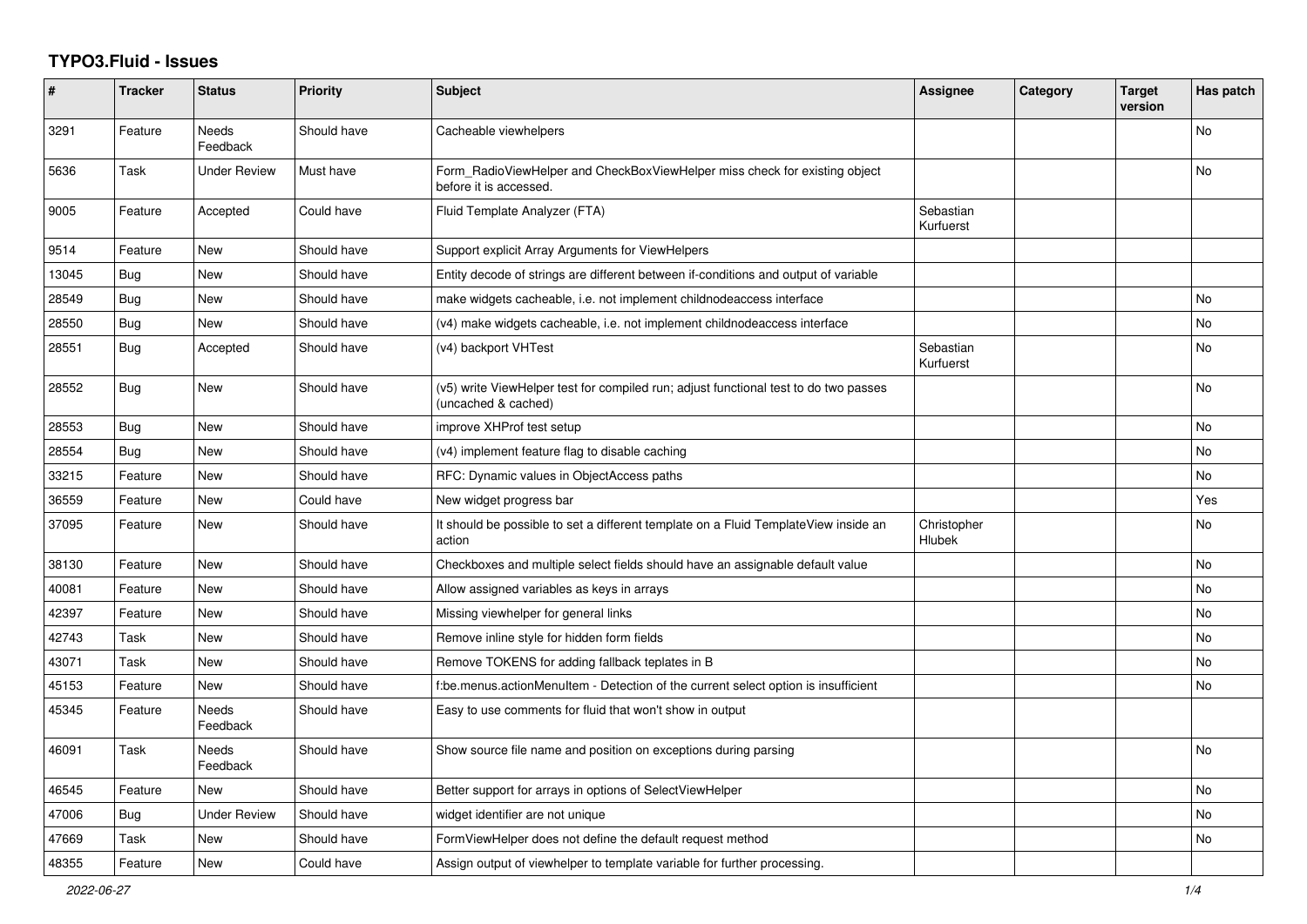# TYPO3.Fluid - Issues

| # | Tracker | Status | Priority | Subject | Assignee | Category | Target version | Has patch |
|---|---|---|---|---|---|---|---|---|
| 3291 | Feature | Needs Feedback | Should have | Cacheable viewhelpers | | | | No |
| 5636 | Task | Under Review | Must have | Form_RadioViewHelper and CheckBoxViewHelper miss check for existing object before it is accessed. | | | | No |
| 9005 | Feature | Accepted | Could have | Fluid Template Analyzer (FTA) | Sebastian Kurfuerst | | | |
| 9514 | Feature | New | Should have | Support explicit Array Arguments for ViewHelpers | | | | |
| 13045 | Bug | New | Should have | Entity decode of strings are different between if-conditions and output of variable | | | | |
| 28549 | Bug | New | Should have | make widgets cacheable, i.e. not implement childnodeaccess interface | | | | No |
| 28550 | Bug | New | Should have | (v4) make widgets cacheable, i.e. not implement childnodeaccess interface | | | | No |
| 28551 | Bug | Accepted | Should have | (v4) backport VHTest | Sebastian Kurfuerst | | | No |
| 28552 | Bug | New | Should have | (v5) write ViewHelper test for compiled run; adjust functional test to do two passes (uncached & cached) | | | | No |
| 28553 | Bug | New | Should have | improve XHProf test setup | | | | No |
| 28554 | Bug | New | Should have | (v4) implement feature flag to disable caching | | | | No |
| 33215 | Feature | New | Should have | RFC: Dynamic values in ObjectAccess paths | | | | No |
| 36559 | Feature | New | Could have | New widget progress bar | | | | Yes |
| 37095 | Feature | New | Should have | It should be possible to set a different template on a Fluid TemplateView inside an action | Christopher Hlubek | | | No |
| 38130 | Feature | New | Should have | Checkboxes and multiple select fields should have an assignable default value | | | | No |
| 40081 | Feature | New | Should have | Allow assigned variables as keys in arrays | | | | No |
| 42397 | Feature | New | Should have | Missing viewhelper for general links | | | | No |
| 42743 | Task | New | Should have | Remove inline style for hidden form fields | | | | No |
| 43071 | Task | New | Should have | Remove TOKENS for adding fallback teplates in B | | | | No |
| 45153 | Feature | New | Should have | f:be.menus.actionMenuItem - Detection of the current select option is insufficient | | | | No |
| 45345 | Feature | Needs Feedback | Should have | Easy to use comments for fluid that won't show in output | | | | |
| 46091 | Task | Needs Feedback | Should have | Show source file name and position on exceptions during parsing | | | | No |
| 46545 | Feature | New | Should have | Better support for arrays in options of SelectViewHelper | | | | No |
| 47006 | Bug | Under Review | Should have | widget identifier are not unique | | | | No |
| 47669 | Task | New | Should have | FormViewHelper does not define the default request method | | | | No |
| 48355 | Feature | New | Could have | Assign output of viewhelper to template variable for further processing. | | | | |

*2022-06-27*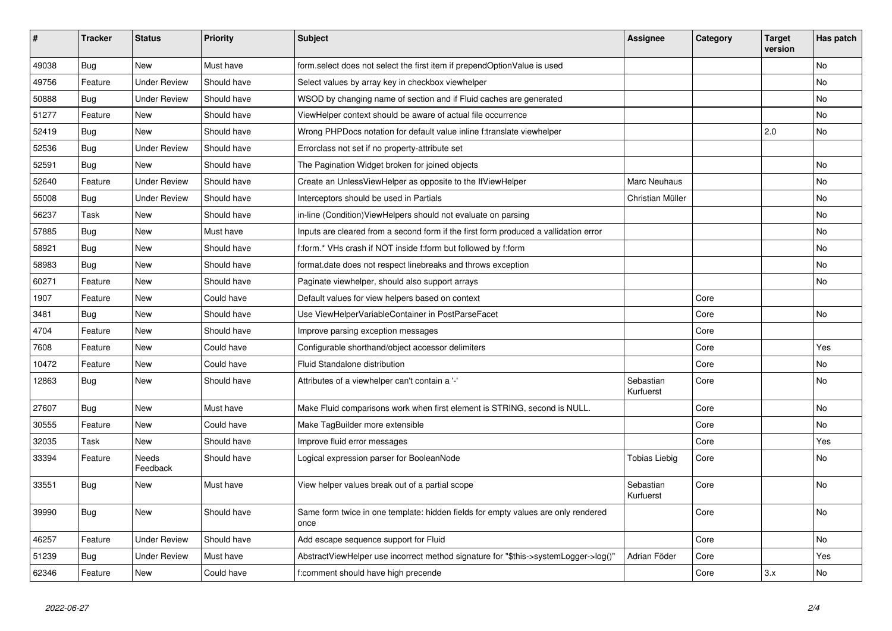| # | Tracker | Status | Priority | Subject | Assignee | Category | Target version | Has patch |
|---|---|---|---|---|---|---|---|---|
| 49038 | Bug | New | Must have | form.select does not select the first item if prependOptionValue is used | | | | No |
| 49756 | Feature | Under Review | Should have | Select values by array key in checkbox viewhelper | | | | No |
| 50888 | Bug | Under Review | Should have | WSOD by changing name of section and if Fluid caches are generated | | | | No |
| 51277 | Feature | New | Should have | ViewHelper context should be aware of actual file occurrence | | | | No |
| 52419 | Bug | New | Should have | Wrong PHPDocs notation for default value inline f:translate viewhelper | | | 2.0 | No |
| 52536 | Bug | Under Review | Should have | Errorclass not set if no property-attribute set | | | | |
| 52591 | Bug | New | Should have | The Pagination Widget broken for joined objects | | | | No |
| 52640 | Feature | Under Review | Should have | Create an UnlessViewHelper as opposite to the IfViewHelper | Marc Neuhaus | | | No |
| 55008 | Bug | Under Review | Should have | Interceptors should be used in Partials | Christian Müller | | | No |
| 56237 | Task | New | Should have | in-line (Condition)ViewHelpers should not evaluate on parsing | | | | No |
| 57885 | Bug | New | Must have | Inputs are cleared from a second form if the first form produced a vallidation error | | | | No |
| 58921 | Bug | New | Should have | f:form.* VHs crash if NOT inside f:form but followed by f:form | | | | No |
| 58983 | Bug | New | Should have | format.date does not respect linebreaks and throws exception | | | | No |
| 60271 | Feature | New | Should have | Paginate viewhelper, should also support arrays | | | | No |
| 1907 | Feature | New | Could have | Default values for view helpers based on context | | Core | | |
| 3481 | Bug | New | Should have | Use ViewHelperVariableContainer in PostParseFacet | | Core | | No |
| 4704 | Feature | New | Should have | Improve parsing exception messages | | Core | | |
| 7608 | Feature | New | Could have | Configurable shorthand/object accessor delimiters | | Core | | Yes |
| 10472 | Feature | New | Could have | Fluid Standalone distribution | | Core | | No |
| 12863 | Bug | New | Should have | Attributes of a viewhelper can't contain a '-' | Sebastian Kurfuerst | Core | | No |
| 27607 | Bug | New | Must have | Make Fluid comparisons work when first element is STRING, second is NULL. | | Core | | No |
| 30555 | Feature | New | Could have | Make TagBuilder more extensible | | Core | | No |
| 32035 | Task | New | Should have | Improve fluid error messages | | Core | | Yes |
| 33394 | Feature | Needs Feedback | Should have | Logical expression parser for BooleanNode | Tobias Liebig | Core | | No |
| 33551 | Bug | New | Must have | View helper values break out of a partial scope | Sebastian Kurfuerst | Core | | No |
| 39990 | Bug | New | Should have | Same form twice in one template: hidden fields for empty values are only rendered once | | Core | | No |
| 46257 | Feature | Under Review | Should have | Add escape sequence support for Fluid | | Core | | No |
| 51239 | Bug | Under Review | Must have | AbstractViewHelper use incorrect method signature for "$this->systemLogger->log()" | Adrian Föder | Core | | Yes |
| 62346 | Feature | New | Could have | f:comment should have high precende | | Core | 3.x | No |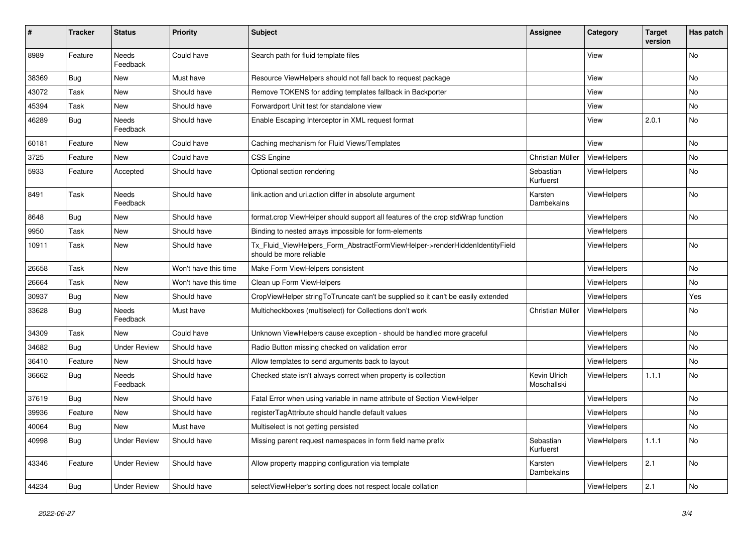| # | Tracker | Status | Priority | Subject | Assignee | Category | Target version | Has patch |
|---|---|---|---|---|---|---|---|---|
| 8989 | Feature | Needs Feedback | Could have | Search path for fluid template files | | View | | No |
| 38369 | Bug | New | Must have | Resource ViewHelpers should not fall back to request package | | View | | No |
| 43072 | Task | New | Should have | Remove TOKENS for adding templates fallback in Backporter | | View | | No |
| 45394 | Task | New | Should have | Forwardport Unit test for standalone view | | View | | No |
| 46289 | Bug | Needs Feedback | Should have | Enable Escaping Interceptor in XML request format | | View | 2.0.1 | No |
| 60181 | Feature | New | Could have | Caching mechanism for Fluid Views/Templates | | View | | No |
| 3725 | Feature | New | Could have | CSS Engine | Christian Müller | ViewHelpers | | No |
| 5933 | Feature | Accepted | Should have | Optional section rendering | Sebastian Kurfuerst | ViewHelpers | | No |
| 8491 | Task | Needs Feedback | Should have | link.action and uri.action differ in absolute argument | Karsten Dambekalns | ViewHelpers | | No |
| 8648 | Bug | New | Should have | format.crop ViewHelper should support all features of the crop stdWrap function | | ViewHelpers | | No |
| 9950 | Task | New | Should have | Binding to nested arrays impossible for form-elements | | ViewHelpers | | |
| 10911 | Task | New | Should have | Tx_Fluid_ViewHelpers_Form_AbstractFormViewHelper->renderHiddenIdentityField should be more reliable | | ViewHelpers | | No |
| 26658 | Task | New | Won't have this time | Make Form ViewHelpers consistent | | ViewHelpers | | No |
| 26664 | Task | New | Won't have this time | Clean up Form ViewHelpers | | ViewHelpers | | No |
| 30937 | Bug | New | Should have | CropViewHelper stringToTruncate can't be supplied so it can't be easily extended | | ViewHelpers | | Yes |
| 33628 | Bug | Needs Feedback | Must have | Multicheckboxes (multiselect) for Collections don't work | Christian Müller | ViewHelpers | | No |
| 34309 | Task | New | Could have | Unknown ViewHelpers cause exception - should be handled more graceful | | ViewHelpers | | No |
| 34682 | Bug | Under Review | Should have | Radio Button missing checked on validation error | | ViewHelpers | | No |
| 36410 | Feature | New | Should have | Allow templates to send arguments back to layout | | ViewHelpers | | No |
| 36662 | Bug | Needs Feedback | Should have | Checked state isn't always correct when property is collection | Kevin Ulrich Moschallski | ViewHelpers | 1.1.1 | No |
| 37619 | Bug | New | Should have | Fatal Error when using variable in name attribute of Section ViewHelper | | ViewHelpers | | No |
| 39936 | Feature | New | Should have | registerTagAttribute should handle default values | | ViewHelpers | | No |
| 40064 | Bug | New | Must have | Multiselect is not getting persisted | | ViewHelpers | | No |
| 40998 | Bug | Under Review | Should have | Missing parent request namespaces in form field name prefix | Sebastian Kurfuerst | ViewHelpers | 1.1.1 | No |
| 43346 | Feature | Under Review | Should have | Allow property mapping configuration via template | Karsten Dambekalns | ViewHelpers | 2.1 | No |
| 44234 | Bug | Under Review | Should have | selectViewHelper's sorting does not respect locale collation | | ViewHelpers | 2.1 | No |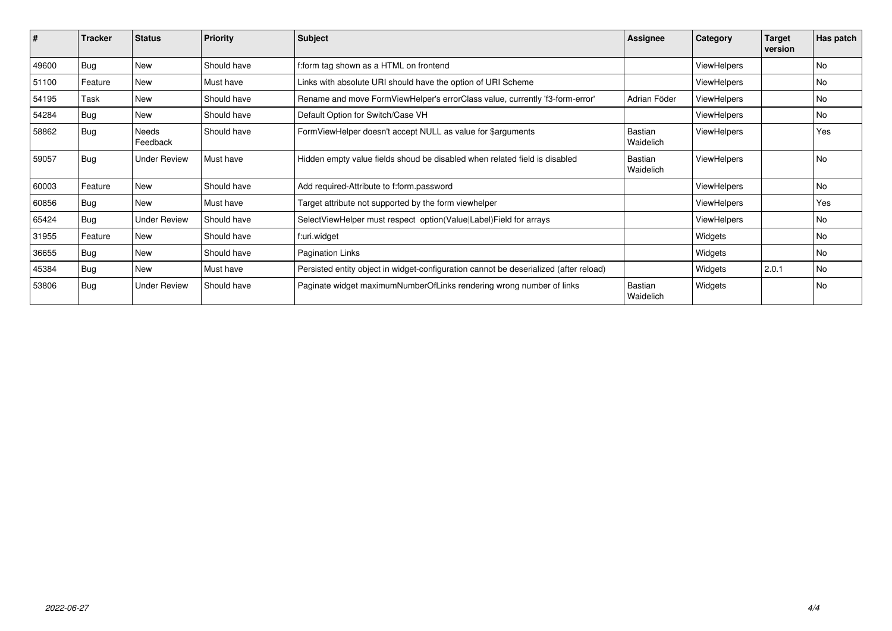| # | Tracker | Status | Priority | Subject | Assignee | Category | Target version | Has patch |
|---|---|---|---|---|---|---|---|---|
| 49600 | Bug | New | Should have | f:form tag shown as a HTML on frontend | | ViewHelpers | | No |
| 51100 | Feature | New | Must have | Links with absolute URI should have the option of URI Scheme | | ViewHelpers | | No |
| 54195 | Task | New | Should have | Rename and move FormViewHelper's errorClass value, currently 'f3-form-error' | Adrian Föder | ViewHelpers | | No |
| 54284 | Bug | New | Should have | Default Option for Switch/Case VH | | ViewHelpers | | No |
| 58862 | Bug | Needs Feedback | Should have | FormViewHelper doesn't accept NULL as value for $arguments | Bastian Waidelich | ViewHelpers | | Yes |
| 59057 | Bug | Under Review | Must have | Hidden empty value fields shoud be disabled when related field is disabled | Bastian Waidelich | ViewHelpers | | No |
| 60003 | Feature | New | Should have | Add required-Attribute to f:form.password | | ViewHelpers | | No |
| 60856 | Bug | New | Must have | Target attribute not supported by the form viewhelper | | ViewHelpers | | Yes |
| 65424 | Bug | Under Review | Should have | SelectViewHelper must respect option(Value\|Label)Field for arrays | | ViewHelpers | | No |
| 31955 | Feature | New | Should have | f:uri.widget | | Widgets | | No |
| 36655 | Bug | New | Should have | Pagination Links | | Widgets | | No |
| 45384 | Bug | New | Must have | Persisted entity object in widget-configuration cannot be deserialized (after reload) | | Widgets | 2.0.1 | No |
| 53806 | Bug | Under Review | Should have | Paginate widget maximumNumberOfLinks rendering wrong number of links | Bastian Waidelich | Widgets | | No |

2022-06-27